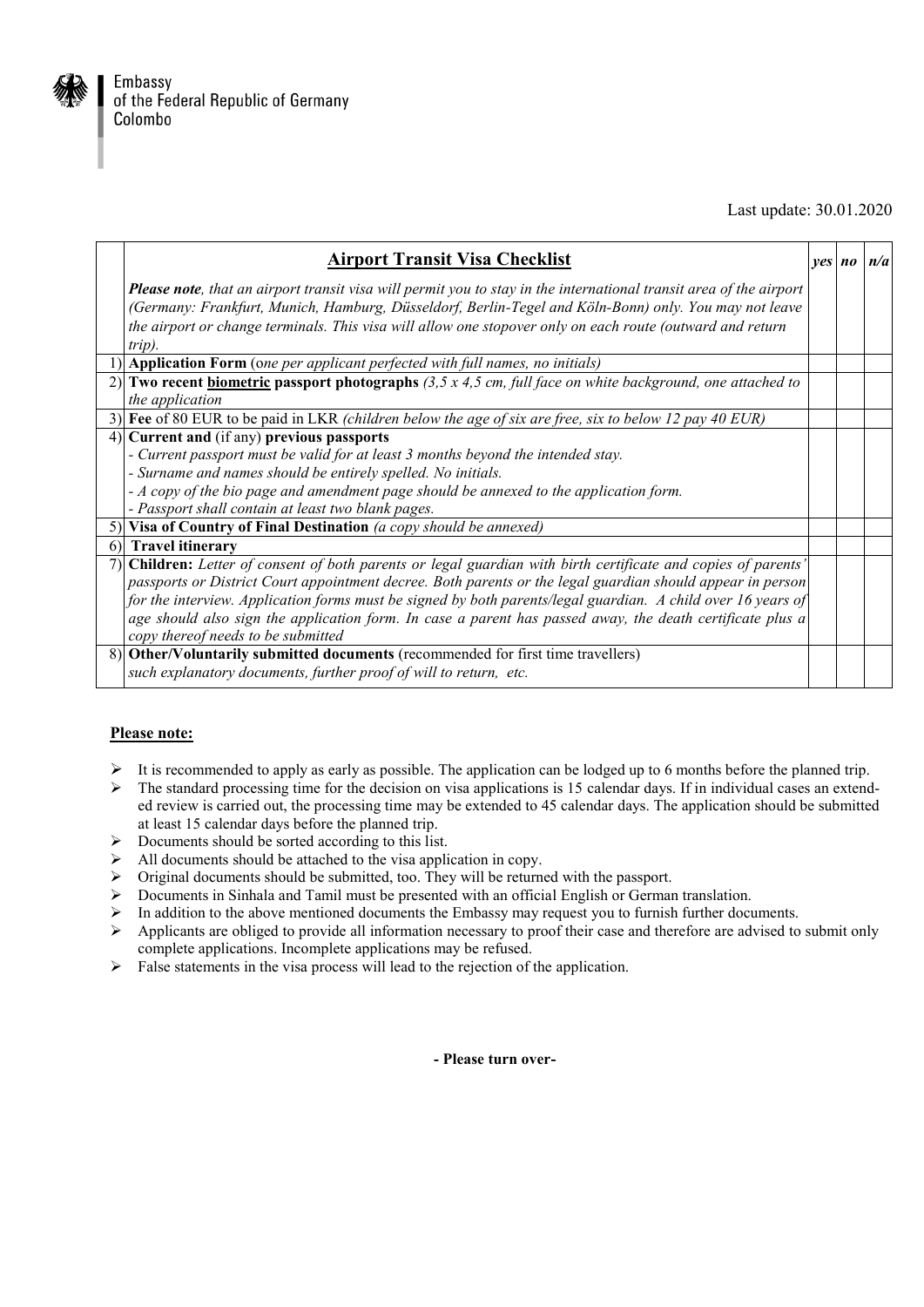Embassy
of the Federal Republic of Germany
Colombo

Last update: 30.01.2020

| | **Airport Transit Visa Checklist** | *yes* | *no* | *n/a* |
|---|---|---|---|---|
| | ***Please note****, that an airport transit visa will permit you to stay in the international transit area of the airport (Germany: Frankfurt, Munich, Hamburg, Düsseldorf, Berlin-Tegel and Köln-Bonn) only. You may not leave the airport or change terminals. This visa will allow one stopover only on each route (outward and return trip).* | | | |
| 1) | **Application Form** (*one per applicant perfected with full names, no initials)* | | | |
| 2) | **Two recent biometric passport photographs** *(3,5 x 4,5 cm, full face on white background, one attached to the application* | | | |
| 3) | **Fee** of 80 EUR to be paid in LKR *(children below the age of six are free, six to below 12 pay 40 EUR)* | | | |
| 4) | **Current and** (if any) **previous passports**<br>*- Current passport must be valid for at least 3 months beyond the intended stay.*<br>*- Surname and names should be entirely spelled. No initials.*<br>*- A copy of the bio page and amendment page should be annexed to the application form.*<br>*- Passport shall contain at least two blank pages.* | | | |
| 5) | **Visa of Country of Final Destination** *(a copy should be annexed)* | | | |
| 6) | **Travel itinerary** | | | |
| 7) | **Children:** *Letter of consent of both parents or legal guardian with birth certificate and copies of parents' passports or District Court appointment decree. Both parents or the legal guardian should appear in person for the interview. Application forms must be signed by both parents/legal guardian. A child over 16 years of age should also sign the application form. In case a parent has passed away, the death certificate plus a copy thereof needs to be submitted* | | | |
| 8) | **Other/Voluntarily submitted documents** (recommended for first time travellers)<br>*such explanatory documents, further proof of will to return, etc.* | | | |

**Please note:**

- It is recommended to apply as early as possible. The application can be lodged up to 6 months before the planned trip.
- The standard processing time for the decision on visa applications is 15 calendar days. If in individual cases an extended review is carried out, the processing time may be extended to 45 calendar days. The application should be submitted at least 15 calendar days before the planned trip.
- Documents should be sorted according to this list.
- All documents should be attached to the visa application in copy.
- Original documents should be submitted, too. They will be returned with the passport.
- Documents in Sinhala and Tamil must be presented with an official English or German translation.
- In addition to the above mentioned documents the Embassy may request you to furnish further documents.
- Applicants are obliged to provide all information necessary to proof their case and therefore are advised to submit only complete applications. Incomplete applications may be refused.
- False statements in the visa process will lead to the rejection of the application.

**- Please turn over-**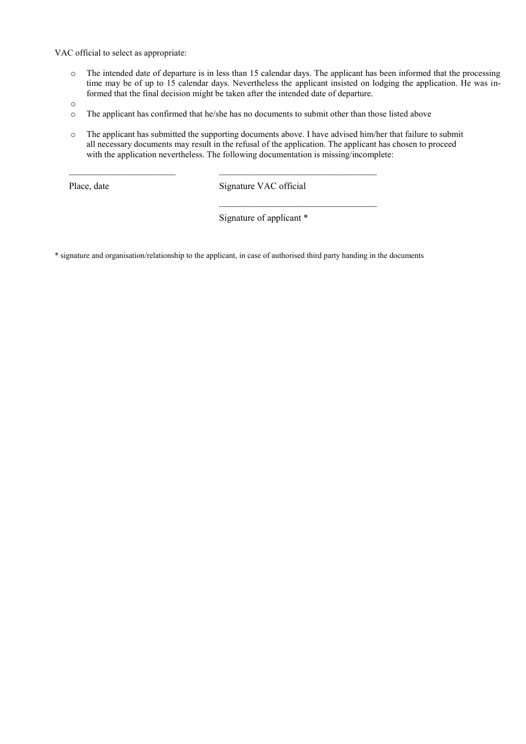VAC official to select as appropriate:

- The intended date of departure is in less than 15 calendar days. The applicant has been informed that the processing time may be of up to 15 calendar days. Nevertheless the applicant insisted on lodging the application. He was informed that the final decision might be taken after the intended date of departure.
- 
- The applicant has confirmed that he/she has no documents to submit other than those listed above
- The applicant has submitted the supporting documents above. I have advised him/her that failure to submit all necessary documents may result in the refusal of the application. The applicant has chosen to proceed with the application nevertheless. The following documentation is missing/incomplete:

________________________ ____________________________________

Place, date Signature VAC official

____________________________________

Signature of applicant *

\* signature and organisation/relationship to the applicant, in case of authorised third party handing in the documents